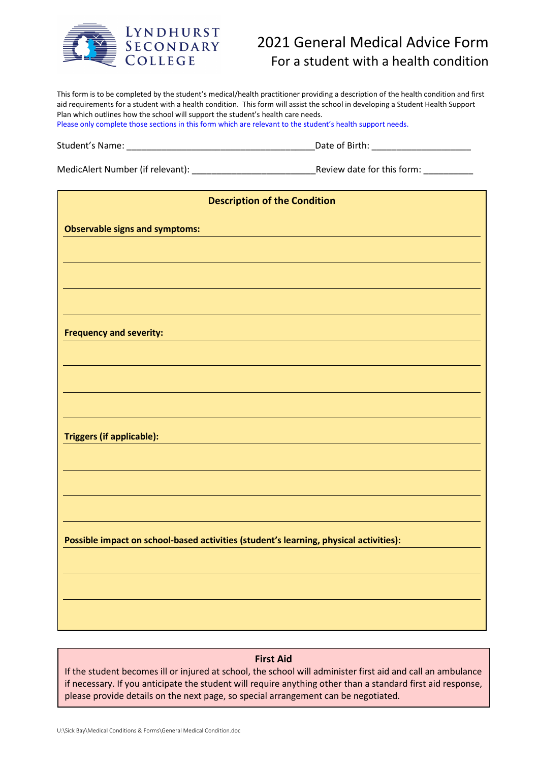LYNDHURST SECONDARY COLLEGE

# 2021 General Medical Advice Form

## For a student with a health condition

This form is to be completed by the student's medical/health practitioner providing a description of the health condition and first aid requirements for a student with a health condition. This form will assist the school in developing a Student Health Support Plan which outlines how the school will support the student's health care needs.

Please only complete those sections in this form which are relevant to the student's health support needs.

Student's Name: ______________________________________ Date of Birth: ____________________

MedicAlert Number (if relevant): _________________________ Review date for this form: __________

### Description of the Condition

**Observable signs and symptoms:**

______________________________________________________________________

______________________________________________________________________

______________________________________________________________________

**Frequency and severity:**

______________________________________________________________________

______________________________________________________________________

______________________________________________________________________

**Triggers (if applicable):**

______________________________________________________________________

______________________________________________________________________

______________________________________________________________________

**Possible impact on school-based activities (student's learning, physical activities):**

______________________________________________________________________

______________________________________________________________________

______________________________________________________________________

### First Aid

If the student becomes ill or injured at school, the school will administer first aid and call an ambulance if necessary. If you anticipate the student will require anything other than a standard first aid response, please provide details on the next page, so special arrangement can be negotiated.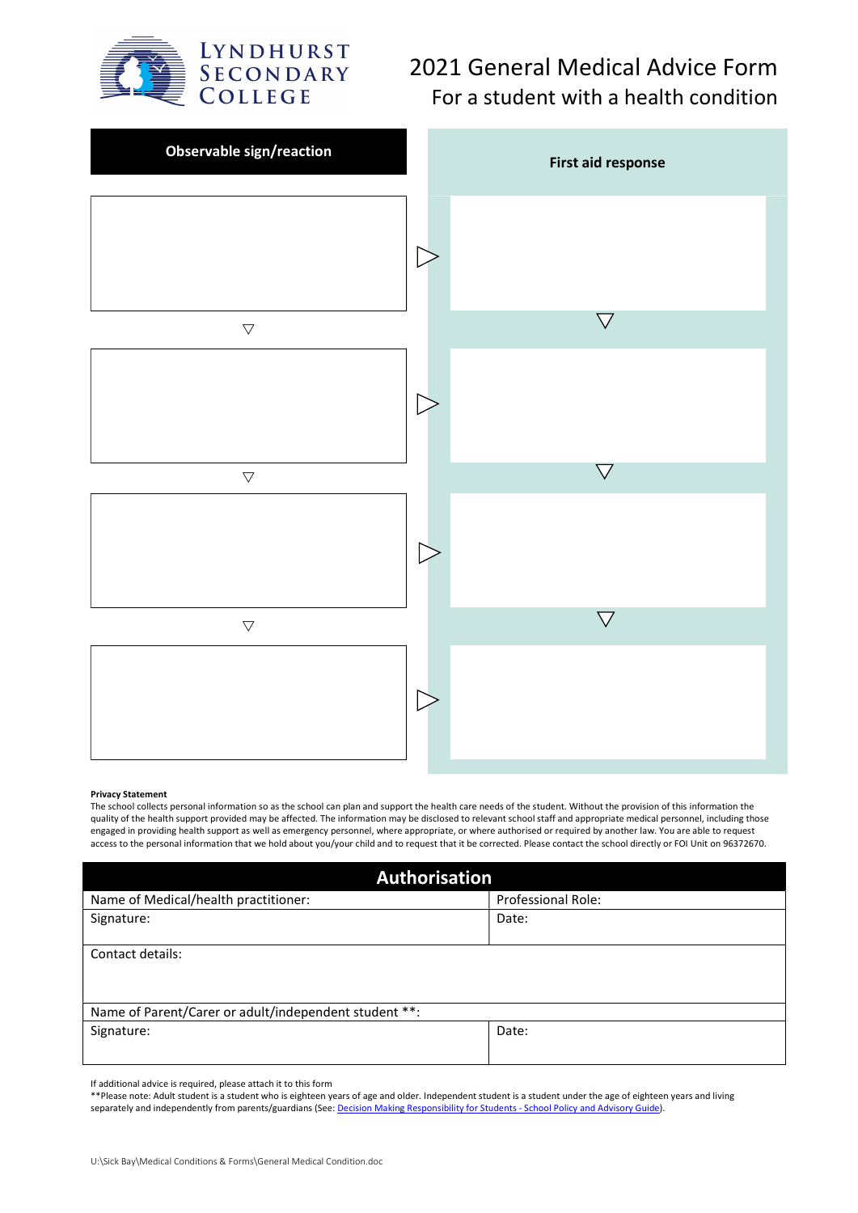# 2021 General Medical Advice Form

## For a student with a health condition

| Observable sign/reaction | | First aid response |
|---|---|---|
| | ▷ | |
| ▽ | | ▽ |
| | ▷ | |
| ▽ | | ▽ |
| | ▷ | |
| ▽ | | ▽ |
| | ▷ | |

**Privacy Statement**

The school collects personal information so as the school can plan and support the health care needs of the student. Without the provision of this information the quality of the health support provided may be affected. The information may be disclosed to relevant school staff and appropriate medical personnel, including those engaged in providing health support as well as emergency personnel, where appropriate, or where authorised or required by another law. You are able to request access to the personal information that we hold about you/your child and to request that it be corrected. Please contact the school directly or FOI Unit on 96372670.

## Authorisation

| | |
|---|---|
| Name of Medical/health practitioner: | Professional Role: |
| Signature: | Date: |
| Contact details: | |
| Name of Parent/Carer or adult/independent student **: | |
| Signature: | Date: |

If additional advice is required, please attach it to this form

**Please note: Adult student is a student who is eighteen years of age and older. Independent student is a student under the age of eighteen years and living separately and independently from parents/guardians (See: Decision Making Responsibility for Students - School Policy and Advisory Guide).

U:\Sick Bay\Medical Conditions & Forms\General Medical Condition.doc